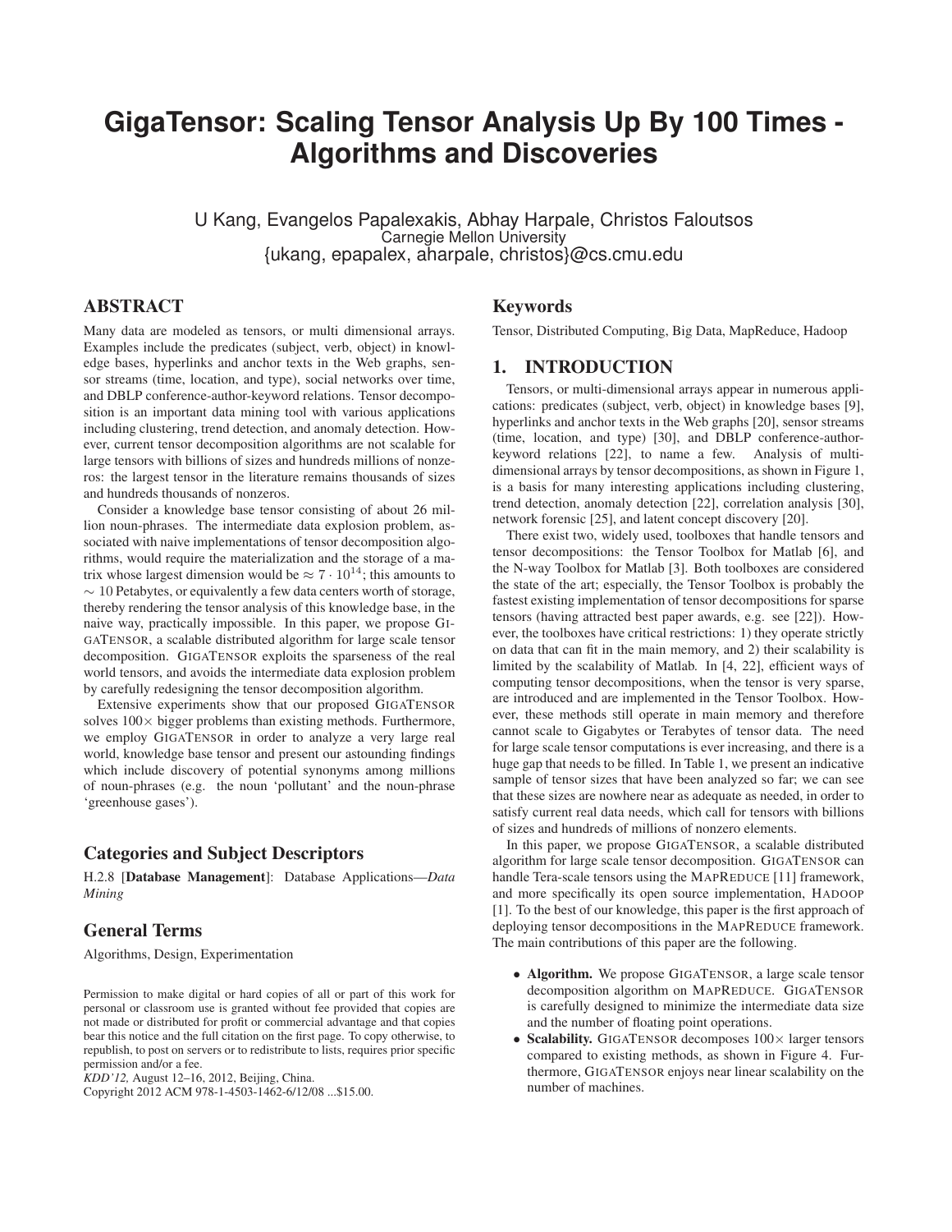# GigaTensor: Scaling Tensor Analysis Up By 100 Times - Algorithms and Discoveries

U Kang, Evangelos Papalexakis, Abhay Harpale, Christos Faloutsos
Carnegie Mellon University
{ukang, epapalex, aharpale, christos}@cs.cmu.edu

## ABSTRACT

Many data are modeled as tensors, or multi dimensional arrays. Examples include the predicates (subject, verb, object) in knowledge bases, hyperlinks and anchor texts in the Web graphs, sensor streams (time, location, and type), social networks over time, and DBLP conference-author-keyword relations. Tensor decomposition is an important data mining tool with various applications including clustering, trend detection, and anomaly detection. However, current tensor decomposition algorithms are not scalable for large tensors with billions of sizes and hundreds millions of nonzeros: the largest tensor in the literature remains thousands of sizes and hundreds thousands of nonzeros.

Consider a knowledge base tensor consisting of about 26 million noun-phrases. The intermediate data explosion problem, associated with naive implementations of tensor decomposition algorithms, would require the materialization and the storage of a matrix whose largest dimension would be $\approx 7 \cdot 10^{14}$; this amounts to $\sim 10$ Petabytes, or equivalently a few data centers worth of storage, thereby rendering the tensor analysis of this knowledge base, in the naive way, practically impossible. In this paper, we propose GIGATENSOR, a scalable distributed algorithm for large scale tensor decomposition. GIGATENSOR exploits the sparseness of the real world tensors, and avoids the intermediate data explosion problem by carefully redesigning the tensor decomposition algorithm.

Extensive experiments show that our proposed GIGATENSOR solves $100\times$ bigger problems than existing methods. Furthermore, we employ GIGATENSOR in order to analyze a very large real world, knowledge base tensor and present our astounding findings which include discovery of potential synonyms among millions of noun-phrases (e.g. the noun 'pollutant' and the noun-phrase 'greenhouse gases').

## Categories and Subject Descriptors

H.2.8 [**Database Management**]: Database Applications—*Data Mining*

## General Terms

Algorithms, Design, Experimentation

Permission to make digital or hard copies of all or part of this work for personal or classroom use is granted without fee provided that copies are not made or distributed for profit or commercial advantage and that copies bear this notice and the full citation on the first page. To copy otherwise, to republish, to post on servers or to redistribute to lists, requires prior specific permission and/or a fee.
*KDD'12,* August 12–16, 2012, Beijing, China.
Copyright 2012 ACM 978-1-4503-1462-6/12/08 ...$15.00.

## Keywords

Tensor, Distributed Computing, Big Data, MapReduce, Hadoop

## 1. INTRODUCTION

Tensors, or multi-dimensional arrays appear in numerous applications: predicates (subject, verb, object) in knowledge bases [9], hyperlinks and anchor texts in the Web graphs [20], sensor streams (time, location, and type) [30], and DBLP conference-author-keyword relations [22], to name a few. Analysis of multi-dimensional arrays by tensor decompositions, as shown in Figure 1, is a basis for many interesting applications including clustering, trend detection, anomaly detection [22], correlation analysis [30], network forensic [25], and latent concept discovery [20].

There exist two, widely used, toolboxes that handle tensors and tensor decompositions: the Tensor Toolbox for Matlab [6], and the N-way Toolbox for Matlab [3]. Both toolboxes are considered the state of the art; especially, the Tensor Toolbox is probably the fastest existing implementation of tensor decompositions for sparse tensors (having attracted best paper awards, e.g. see [22]). However, the toolboxes have critical restrictions: 1) they operate strictly on data that can fit in the main memory, and 2) their scalability is limited by the scalability of Matlab. In [4, 22], efficient ways of computing tensor decompositions, when the tensor is very sparse, are introduced and are implemented in the Tensor Toolbox. However, these methods still operate in main memory and therefore cannot scale to Gigabytes or Terabytes of tensor data. The need for large scale tensor computations is ever increasing, and there is a huge gap that needs to be filled. In Table 1, we present an indicative sample of tensor sizes that have been analyzed so far; we can see that these sizes are nowhere near as adequate as needed, in order to satisfy current real data needs, which call for tensors with billions of sizes and hundreds of millions of nonzero elements.

In this paper, we propose GIGATENSOR, a scalable distributed algorithm for large scale tensor decomposition. GIGATENSOR can handle Tera-scale tensors using the MAPREDUCE [11] framework, and more specifically its open source implementation, HADOOP [1]. To the best of our knowledge, this paper is the first approach of deploying tensor decompositions in the MAPREDUCE framework. The main contributions of this paper are the following.

- **Algorithm.** We propose GIGATENSOR, a large scale tensor decomposition algorithm on MAPREDUCE. GIGATENSOR is carefully designed to minimize the intermediate data size and the number of floating point operations.
- **Scalability.** GIGATENSOR decomposes $100\times$ larger tensors compared to existing methods, as shown in Figure 4. Furthermore, GIGATENSOR enjoys near linear scalability on the number of machines.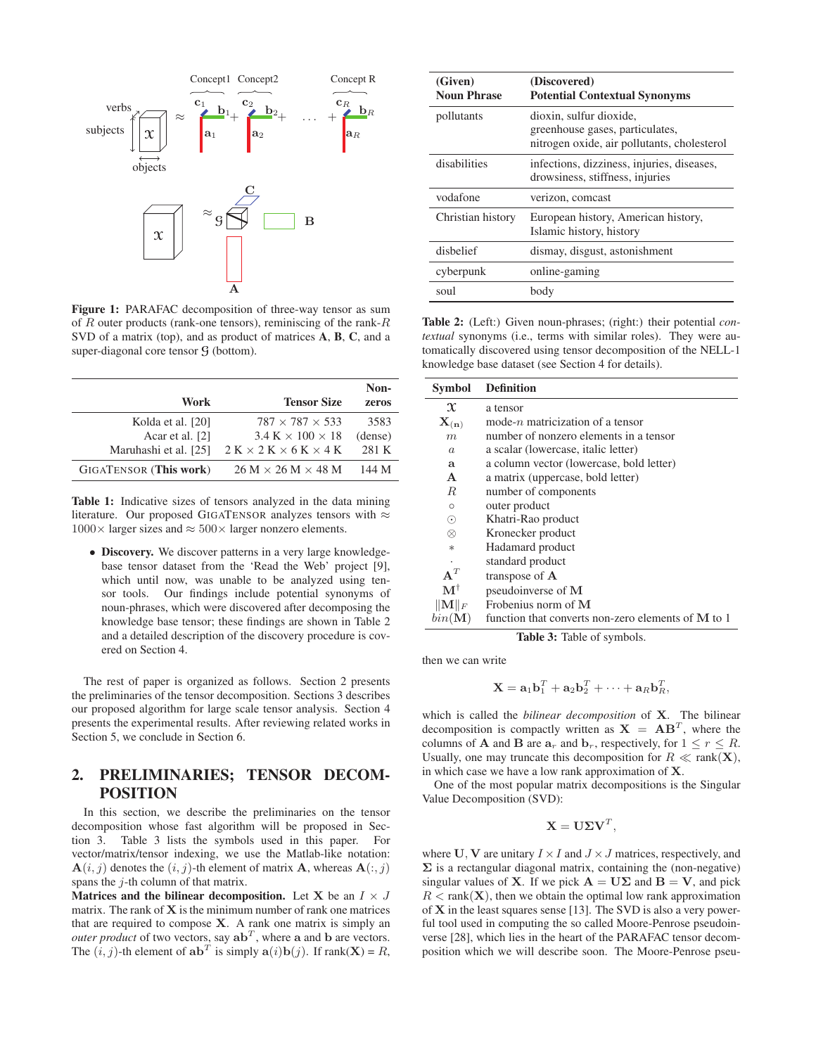Figure 1: PARAFAC decomposition of three-way tensor as sum of $R$ outer products (rank-one tensors), reminiscing of the rank-$R$ SVD of a matrix (top), and as product of matrices $\mathbf{A}$, $\mathbf{B}$, $\mathbf{C}$, and a super-diagonal core tensor $\mathcal{G}$ (bottom).

| Work | Tensor Size | Non-zeros |
|---|---|---|
| Kolda et al. [20] | $787 \times 787 \times 533$ | 3583 |
| Acar et al. [2] | $3.4$ K $\times 100 \times 18$ | (dense) |
| Maruhashi et al. [25] | $2$ K $\times 2$ K $\times 6$ K $\times 4$ K | 281 K |
| GigaTensor (**This work**) | $26$ M $\times 26$ M $\times 48$ M | 144 M |

**Table 1:** Indicative sizes of tensors analyzed in the data mining literature. Our proposed GigaTensor analyzes tensors with $\approx 1000\times$ larger sizes and $\approx 500\times$ larger nonzero elements.

- **Discovery.** We discover patterns in a very large knowledge-base tensor dataset from the 'Read the Web' project [9], which until now, was unable to be analyzed using tensor tools. Our findings include potential synonyms of noun-phrases, which were discovered after decomposing the knowledge base tensor; these findings are shown in Table 2 and a detailed description of the discovery procedure is covered on Section 4.

The rest of paper is organized as follows. Section 2 presents the preliminaries of the tensor decomposition. Sections 3 describes our proposed algorithm for large scale tensor analysis. Section 4 presents the experimental results. After reviewing related works in Section 5, we conclude in Section 6.

## 2. PRELIMINARIES; TENSOR DECOMPOSITION

In this section, we describe the preliminaries on the tensor decomposition whose fast algorithm will be proposed in Section 3. Table 3 lists the symbols used in this paper. For vector/matrix/tensor indexing, we use the Matlab-like notation: $\mathbf{A}(i,j)$ denotes the $(i,j)$-th element of matrix $\mathbf{A}$, whereas $\mathbf{A}(:,j)$ spans the $j$-th column of that matrix.

**Matrices and the bilinear decomposition.** Let $\mathbf{X}$ be an $I \times J$ matrix. The rank of $\mathbf{X}$ is the minimum number of rank one matrices that are required to compose $\mathbf{X}$. A rank one matrix is simply an *outer product* of two vectors, say $\mathbf{a}\mathbf{b}^T$, where $\mathbf{a}$ and $\mathbf{b}$ are vectors. The $(i,j)$-th element of $\mathbf{a}\mathbf{b}^T$ is simply $\mathbf{a}(i)\mathbf{b}(j)$. If rank($\mathbf{X}$) = $R$,

| (Given) Noun Phrase | (Discovered) Potential Contextual Synonyms |
|---|---|
| pollutants | dioxin, sulfur dioxide, greenhouse gases, particulates, nitrogen oxide, air pollutants, cholesterol |
| disabilities | infections, dizziness, injuries, diseases, drowsiness, stiffness, injuries |
| vodafone | verizon, comcast |
| Christian history | European history, American history, Islamic history, history |
| disbelief | dismay, disgust, astonishment |
| cyberpunk | online-gaming |
| soul | body |

**Table 2:** (Left:) Given noun-phrases; (right:) their potential *contextual* synonyms (i.e., terms with similar roles). They were automatically discovered using tensor decomposition of the NELL-1 knowledge base dataset (see Section 4 for details).

| Symbol | Definition |
|---|---|
| $\mathcal{X}$ | a tensor |
| $\mathbf{X}_{(\mathbf{n})}$ | mode-$n$ matricization of a tensor |
| $m$ | number of nonzero elements in a tensor |
| $a$ | a scalar (lowercase, italic letter) |
| $\mathbf{a}$ | a column vector (lowercase, bold letter) |
| $\mathbf{A}$ | a matrix (uppercase, bold letter) |
| $R$ | number of components |
| $\circ$ | outer product |
| $\odot$ | Khatri-Rao product |
| $\otimes$ | Kronecker product |
| $*$ | Hadamard product |
| $\cdot$ | standard product |
| $\mathbf{A}^T$ | transpose of $\mathbf{A}$ |
| $\mathbf{M}^\dagger$ | pseudoinverse of $\mathbf{M}$ |
| $\|\mathbf{M}\|_F$ | Frobenius norm of $\mathbf{M}$ |
| $bin(\mathbf{M})$ | function that converts non-zero elements of $\mathbf{M}$ to 1 |

**Table 3:** Table of symbols.

then we can write

$$\mathbf{X} = \mathbf{a}_1\mathbf{b}_1^T + \mathbf{a}_2\mathbf{b}_2^T + \cdots + \mathbf{a}_R\mathbf{b}_R^T,$$

which is called the *bilinear decomposition* of $\mathbf{X}$. The bilinear decomposition is compactly written as $\mathbf{X} = \mathbf{A}\mathbf{B}^T$, where the columns of $\mathbf{A}$ and $\mathbf{B}$ are $\mathbf{a}_r$ and $\mathbf{b}_r$, respectively, for $1 \le r \le R$. Usually, one may truncate this decomposition for $R \ll \text{rank}(\mathbf{X})$, in which case we have a low rank approximation of $\mathbf{X}$.

One of the most popular matrix decompositions is the Singular Value Decomposition (SVD):

$$\mathbf{X} = \mathbf{U}\mathbf{\Sigma}\mathbf{V}^T,$$

where $\mathbf{U}$, $\mathbf{V}$ are unitary $I \times I$ and $J \times J$ matrices, respectively, and $\mathbf{\Sigma}$ is a rectangular diagonal matrix, containing the (non-negative) singular values of $\mathbf{X}$. If we pick $\mathbf{A} = \mathbf{U}\mathbf{\Sigma}$ and $\mathbf{B} = \mathbf{V}$, and pick $R < \text{rank}(\mathbf{X})$, then we obtain the optimal low rank approximation of $\mathbf{X}$ in the least squares sense [13]. The SVD is also a very powerful tool used in computing the so called Moore-Penrose pseudoinverse [28], which lies in the heart of the PARAFAC tensor decomposition which we will describe soon. The Moore-Penrose pseu-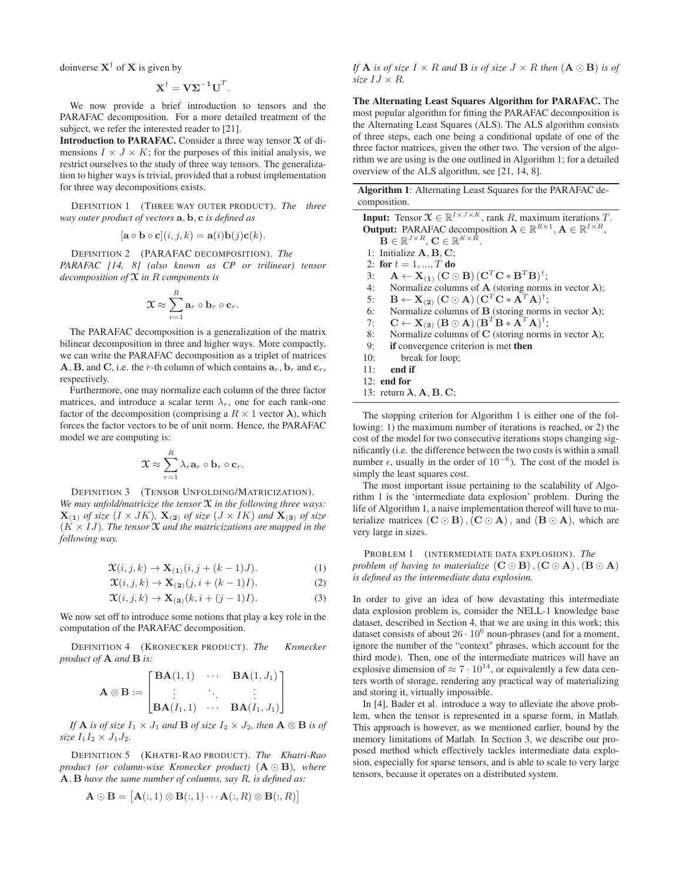doinverse $\mathbf{X}^\dagger$ of $\mathbf{X}$ is given by

$$\mathbf{X}^\dagger = \mathbf{V}\mathbf{\Sigma}^{-1}\mathbf{U}^T.$$

We now provide a brief introduction to tensors and the PARAFAC decomposition. For a more detailed treatment of the subject, we refer the interested reader to [21].

**Introduction to PARAFAC.** Consider a three way tensor $\mathcal{X}$ of dimensions $I \times J \times K$; for the purposes of this initial analysis, we restrict ourselves to the study of three way tensors. The generalization to higher ways is trivial, provided that a robust implementation for three way decompositions exists.

DEFINITION 1 (THREE WAY OUTER PRODUCT). *The three way outer product of vectors* $\mathbf{a}, \mathbf{b}, \mathbf{c}$ *is defined as*

$$[\mathbf{a} \circ \mathbf{b} \circ \mathbf{c}](i, j, k) = \mathbf{a}(i)\mathbf{b}(j)\mathbf{c}(k).$$

DEFINITION 2 (PARAFAC DECOMPOSITION). *The PARAFAC [14, 8] (also known as CP or trilinear) tensor decomposition of* $\mathcal{X}$ *in* $R$ *components is*

$$\mathcal{X} \approx \sum_{r=1}^{R} \mathbf{a}_r \circ \mathbf{b}_r \circ \mathbf{c}_r.$$

The PARAFAC decomposition is a generalization of the matrix bilinear decomposition in three and higher ways. More compactly, we can write the PARAFAC decomposition as a triplet of matrices $\mathbf{A}, \mathbf{B}$, and $\mathbf{C}$, i.e. the $r$-th column of which contains $\mathbf{a}_r, \mathbf{b}_r$ and $\mathbf{c}_r$, respectively.

Furthermore, one may normalize each column of the three factor matrices, and introduce a scalar term $\lambda_r$, one for each rank-one factor of the decomposition (comprising a $R \times 1$ vector $\boldsymbol{\lambda}$), which forces the factor vectors to be of unit norm. Hence, the PARAFAC model we are computing is:

$$\mathcal{X} \approx \sum_{r=1}^{R} \lambda_r \mathbf{a}_r \circ \mathbf{b}_r \circ \mathbf{c}_r.$$

DEFINITION 3 (TENSOR UNFOLDING/MATRICIZATION). *We may unfold/matricize the tensor* $\mathcal{X}$ *in the following three ways:* $\mathbf{X}_{(1)}$ *of size* $(I \times JK)$, $\mathbf{X}_{(2)}$ *of size* $(J \times IK)$ *and* $\mathbf{X}_{(3)}$ *of size* $(K \times IJ)$. *The tensor* $\mathcal{X}$ *and the matricizations are mapped in the following way.*

$$\mathcal{X}(i, j, k) \to \mathbf{X}_{(1)}(i, j + (k-1)J). \quad (1)$$

$$\mathcal{X}(i, j, k) \to \mathbf{X}_{(2)}(j, i + (k-1)I). \quad (2)$$

$$\mathcal{X}(i, j, k) \to \mathbf{X}_{(3)}(k, i + (j-1)I). \quad (3)$$

We now set off to introduce some notions that play a key role in the computation of the PARAFAC decomposition.

DEFINITION 4 (KRONECKER PRODUCT). *The Kronecker product of* $\mathbf{A}$ *and* $\mathbf{B}$ *is:*

$$\mathbf{A} \otimes \mathbf{B} := \begin{bmatrix} \mathbf{B}\mathbf{A}(1,1) & \cdots & \mathbf{B}\mathbf{A}(1, J_1) \\ \vdots & \ddots & \vdots \\ \mathbf{B}\mathbf{A}(I_1, 1) & \cdots & \mathbf{B}\mathbf{A}(I_1, J_1) \end{bmatrix}$$

*If* $\mathbf{A}$ *is of size* $I_1 \times J_1$ *and* $\mathbf{B}$ *of size* $I_2 \times J_2$*, then* $\mathbf{A} \otimes \mathbf{B}$ *is of size* $I_1 I_2 \times J_1 J_2$.

DEFINITION 5 (KHATRI-RAO PRODUCT). *The Khatri-Rao product (or column-wise Kronecker product)* $(\mathbf{A} \odot \mathbf{B})$*, where* $\mathbf{A}, \mathbf{B}$ *have the same number of columns, say* $R$*, is defined as:*

$$\mathbf{A} \odot \mathbf{B} = \left[\mathbf{A}(:,1) \otimes \mathbf{B}(:,1) \cdots \mathbf{A}(:,R) \otimes \mathbf{B}(:,R)\right]$$

*If* $\mathbf{A}$ *is of size* $I \times R$ *and* $\mathbf{B}$ *is of size* $J \times R$ *then* $(\mathbf{A} \odot \mathbf{B})$ *is of size* $IJ \times R$.

**The Alternating Least Squares Algorithm for PARAFAC.** The most popular algorithm for fitting the PARAFAC decomposition is the Alternating Least Squares (ALS). The ALS algorithm consists of three steps, each one being a conditional update of one of the three factor matrices, given the other two. The version of the algorithm we are using is the one outlined in Algorithm 1; for a detailed overview of the ALS algorithm, see [21, 14, 8].

**Algorithm 1**: Alternating Least Squares for the PARAFAC decomposition.

**Input:** Tensor $\mathcal{X} \in \mathbb{R}^{I \times J \times K}$, rank $R$, maximum iterations $T$.
**Output:** PARAFAC decomposition $\boldsymbol{\lambda} \in \mathbb{R}^{R \times 1}$, $\mathbf{A} \in \mathbb{R}^{I \times R}$, $\mathbf{B} \in \mathbb{R}^{J \times R}$, $\mathbf{C} \in \mathbb{R}^{K \times R}$.

1: Initialize $\mathbf{A}, \mathbf{B}, \mathbf{C}$;
2: **for** $t = 1, ..., T$ **do**
3: $\quad \mathbf{A} \leftarrow \mathbf{X}_{(1)} (\mathbf{C} \odot \mathbf{B}) (\mathbf{C}^T\mathbf{C} * \mathbf{B}^T\mathbf{B})^\dagger$;
4: $\quad$ Normalize columns of $\mathbf{A}$ (storing norms in vector $\boldsymbol{\lambda}$);
5: $\quad \mathbf{B} \leftarrow \mathbf{X}_{(2)} (\mathbf{C} \odot \mathbf{A}) (\mathbf{C}^T\mathbf{C} * \mathbf{A}^T\mathbf{A})^\dagger$;
6: $\quad$ Normalize columns of $\mathbf{B}$ (storing norms in vector $\boldsymbol{\lambda}$);
7: $\quad \mathbf{C} \leftarrow \mathbf{X}_{(3)} (\mathbf{B} \odot \mathbf{A}) (\mathbf{B}^T\mathbf{B} * \mathbf{A}^T\mathbf{A})^\dagger$;
8: $\quad$ Normalize columns of $\mathbf{C}$ (storing norms in vector $\boldsymbol{\lambda}$);
9: $\quad$ **if** convergence criterion is met **then**
10: $\quad\quad$ break for loop;
11: $\quad$ **end if**
12: **end for**
13: return $\boldsymbol{\lambda}, \mathbf{A}, \mathbf{B}, \mathbf{C}$;

The stopping criterion for Algorithm 1 is either one of the following: 1) the maximum number of iterations is reached, or 2) the cost of the model for two consecutive iterations stops changing significantly (i.e. the difference between the two costs is within a small number $\epsilon$, usually in the order of $10^{-6}$). The cost of the model is simply the least squares cost.

The most important issue pertaining to the scalability of Algorithm 1 is the 'intermediate data explosion' problem. During the life of Algorithm 1, a naive implementation thereof will have to materialize matrices $(\mathbf{C} \odot \mathbf{B}), (\mathbf{C} \odot \mathbf{A})$, and $(\mathbf{B} \odot \mathbf{A})$, which are very large in sizes.

PROBLEM 1 (INTERMEDIATE DATA EXPLOSION). *The problem of having to materialize* $(\mathbf{C} \odot \mathbf{B}), (\mathbf{C} \odot \mathbf{A}), (\mathbf{B} \odot \mathbf{A})$ *is defined as the intermediate data explosion.*

In order to give an idea of how devastating this intermediate data explosion problem is, consider the NELL-1 knowledge base dataset, described in Section 4, that we are using in this work; this dataset consists of about $26 \cdot 10^6$ noun-phrases (and for a moment, ignore the number of the "context" phrases, which account for the third mode). Then, one of the intermediate matrices will have an explosive dimension of $\approx 7 \cdot 10^{14}$, or equivalently a few data centers worth of storage, rendering any practical way of materializing and storing it, virtually impossible.

In [4], Bader et al. introduce a way to alleviate the above problem, when the tensor is represented in a sparse form, in Matlab. This approach is however, as we mentioned earlier, bound by the memory limitations of Matlab. In Section 3, we describe our proposed method which effectively tackles intermediate data explosion, especially for sparse tensors, and is able to scale to very large tensors, because it operates on a distributed system.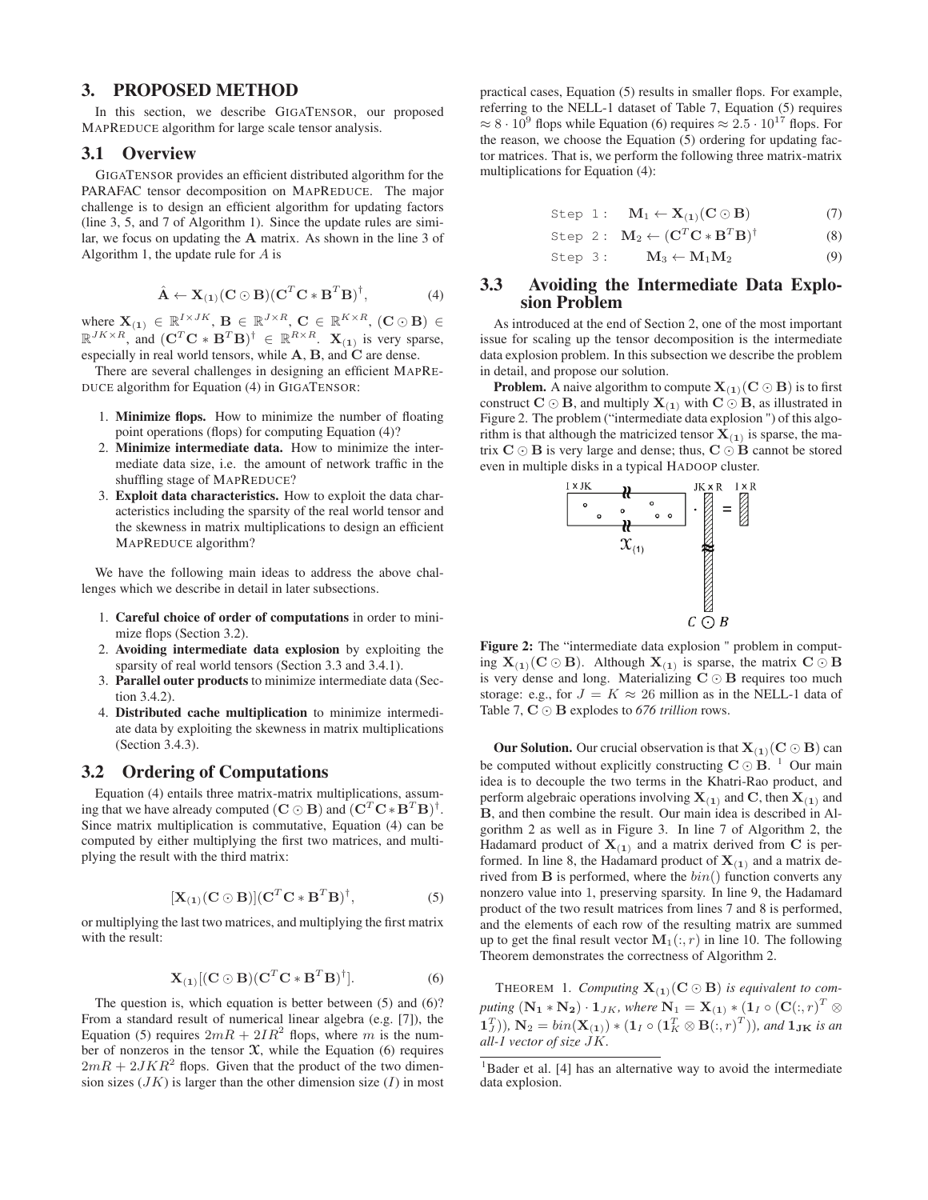## 3. PROPOSED METHOD

In this section, we describe GIGATENSOR, our proposed MAPREDUCE algorithm for large scale tensor analysis.

### 3.1 Overview

GIGATENSOR provides an efficient distributed algorithm for the PARAFAC tensor decomposition on MAPREDUCE. The major challenge is to design an efficient algorithm for updating factors (line 3, 5, and 7 of Algorithm 1). Since the update rules are similar, we focus on updating the $\mathbf{A}$ matrix. As shown in the line 3 of Algorithm 1, the update rule for $A$ is

$$\hat{\mathbf{A}} \leftarrow \mathbf{X}_{(1)}(\mathbf{C} \odot \mathbf{B})(\mathbf{C}^T\mathbf{C} * \mathbf{B}^T\mathbf{B})^{\dagger}, \tag{4}$$

where $\mathbf{X}_{(1)} \in \mathbb{R}^{I \times JK}$, $\mathbf{B} \in \mathbb{R}^{J \times R}$, $\mathbf{C} \in \mathbb{R}^{K \times R}$, $(\mathbf{C} \odot \mathbf{B}) \in \mathbb{R}^{JK \times R}$, and $(\mathbf{C}^T\mathbf{C} * \mathbf{B}^T\mathbf{B})^{\dagger} \in \mathbb{R}^{R \times R}$. $\mathbf{X}_{(1)}$ is very sparse, especially in real world tensors, while $\mathbf{A}$, $\mathbf{B}$, and $\mathbf{C}$ are dense.

There are several challenges in designing an efficient MAPREDUCE algorithm for Equation (4) in GIGATENSOR:

1. **Minimize flops.** How to minimize the number of floating point operations (flops) for computing Equation (4)?
2. **Minimize intermediate data.** How to minimize the intermediate data size, i.e. the amount of network traffic in the shuffling stage of MAPREDUCE?
3. **Exploit data characteristics.** How to exploit the data characteristics including the sparsity of the real world tensor and the skewness in matrix multiplications to design an efficient MAPREDUCE algorithm?

We have the following main ideas to address the above challenges which we describe in detail in later subsections.

1. **Careful choice of order of computations** in order to minimize flops (Section 3.2).
2. **Avoiding intermediate data explosion** by exploiting the sparsity of real world tensors (Section 3.3 and 3.4.1).
3. **Parallel outer products** to minimize intermediate data (Section 3.4.2).
4. **Distributed cache multiplication** to minimize intermediate data by exploiting the skewness in matrix multiplications (Section 3.4.3).

### 3.2 Ordering of Computations

Equation (4) entails three matrix-matrix multiplications, assuming that we have already computed $(\mathbf{C} \odot \mathbf{B})$ and $(\mathbf{C}^T\mathbf{C} * \mathbf{B}^T\mathbf{B})^{\dagger}$. Since matrix multiplication is commutative, Equation (4) can be computed by either multiplying the first two matrices, and multiplying the result with the third matrix:

$$[\mathbf{X}_{(1)}(\mathbf{C} \odot \mathbf{B})](\mathbf{C}^T\mathbf{C} * \mathbf{B}^T\mathbf{B})^{\dagger}, \tag{5}$$

or multiplying the last two matrices, and multiplying the first matrix with the result:

$$\mathbf{X}_{(1)}[(\mathbf{C} \odot \mathbf{B})(\mathbf{C}^T\mathbf{C} * \mathbf{B}^T\mathbf{B})^{\dagger}]. \tag{6}$$

The question is, which equation is better between (5) and (6)? From a standard result of numerical linear algebra (e.g. [7]), the Equation (5) requires $2mR + 2IR^2$ flops, where $m$ is the number of nonzeros in the tensor $\mathcal{X}$, while the Equation (6) requires $2mR + 2JKR^2$ flops. Given that the product of the two dimension sizes ($JK$) is larger than the other dimension size ($I$) in most practical cases, Equation (5) results in smaller flops. For example, referring to the NELL-1 dataset of Table 7, Equation (5) requires $\approx 8 \cdot 10^9$ flops while Equation (6) requires $\approx 2.5 \cdot 10^{17}$ flops. For the reason, we choose the Equation (5) ordering for updating factor matrices. That is, we perform the following three matrix-matrix multiplications for Equation (4):

$$\texttt{Step 1:} \quad \mathbf{M}_1 \leftarrow \mathbf{X}_{(1)}(\mathbf{C} \odot \mathbf{B}) \tag{7}$$

$$\texttt{Step 2:} \quad \mathbf{M}_2 \leftarrow (\mathbf{C}^T\mathbf{C} * \mathbf{B}^T\mathbf{B})^{\dagger} \tag{8}$$

$$\texttt{Step 3:} \quad \mathbf{M}_3 \leftarrow \mathbf{M}_1\mathbf{M}_2 \tag{9}$$

### 3.3 Avoiding the Intermediate Data Explosion Problem

As introduced at the end of Section 2, one of the most important issue for scaling up the tensor decomposition is the intermediate data explosion problem. In this subsection we describe the problem in detail, and propose our solution.

**Problem.** A naive algorithm to compute $\mathbf{X}_{(1)}(\mathbf{C} \odot \mathbf{B})$ is to first construct $\mathbf{C} \odot \mathbf{B}$, and multiply $\mathbf{X}_{(1)}$ with $\mathbf{C} \odot \mathbf{B}$, as illustrated in Figure 2. The problem ("intermediate data explosion ") of this algorithm is that although the matricized tensor $\mathbf{X}_{(1)}$ is sparse, the matrix $\mathbf{C} \odot \mathbf{B}$ is very large and dense; thus, $\mathbf{C} \odot \mathbf{B}$ cannot be stored even in multiple disks in a typical HADOOP cluster.

**Figure 2:** The "intermediate data explosion " problem in computing $\mathbf{X}_{(1)}(\mathbf{C} \odot \mathbf{B})$. Although $\mathbf{X}_{(1)}$ is sparse, the matrix $\mathbf{C} \odot \mathbf{B}$ is very dense and long. Materializing $\mathbf{C} \odot \mathbf{B}$ requires too much storage: e.g., for $J = K \approx 26$ million as in the NELL-1 data of Table 7, $\mathbf{C} \odot \mathbf{B}$ explodes to *676 trillion* rows.

**Our Solution.** Our crucial observation is that $\mathbf{X}_{(1)}(\mathbf{C} \odot \mathbf{B})$ can be computed without explicitly constructing $\mathbf{C} \odot \mathbf{B}$. [1] Our main idea is to decouple the two terms in the Khatri-Rao product, and perform algebraic operations involving $\mathbf{X}_{(1)}$ and $\mathbf{C}$, then $\mathbf{X}_{(1)}$ and $\mathbf{B}$, and then combine the result. Our main idea is described in Algorithm 2 as well as in Figure 3. In line 7 of Algorithm 2, the Hadamard product of $\mathbf{X}_{(1)}$ and a matrix derived from $\mathbf{C}$ is performed. In line 8, the Hadamard product of $\mathbf{X}_{(1)}$ and a matrix derived from $\mathbf{B}$ is performed, where the $bin()$ function converts any nonzero value into 1, preserving sparsity. In line 9, the Hadamard product of the two result matrices from lines 7 and 8 is performed, and the elements of each row of the resulting matrix are summed up to get the final result vector $\mathbf{M}_1(:, r)$ in line 10. The following Theorem demonstrates the correctness of Algorithm 2.

THEOREM 1. *Computing $\mathbf{X}_{(1)}(\mathbf{C} \odot \mathbf{B})$ is equivalent to computing $(\mathbf{N_1} * \mathbf{N_2}) \cdot \mathbf{1}_{JK}$, where $\mathbf{N_1} = \mathbf{X}_{(1)} * (\mathbf{1}_I \circ (\mathbf{C}(:,r)^T \otimes \mathbf{1}_J^T))$, $\mathbf{N}_2 = bin(\mathbf{X}_{(1)}) * (\mathbf{1}_I \circ (\mathbf{1}_K^T \otimes \mathbf{B}(:,r)^T))$, and $\mathbf{1_{JK}}$ is an all-1 vector of size $JK$.*

[1] Bader et al. [4] has an alternative way to avoid the intermediate data explosion.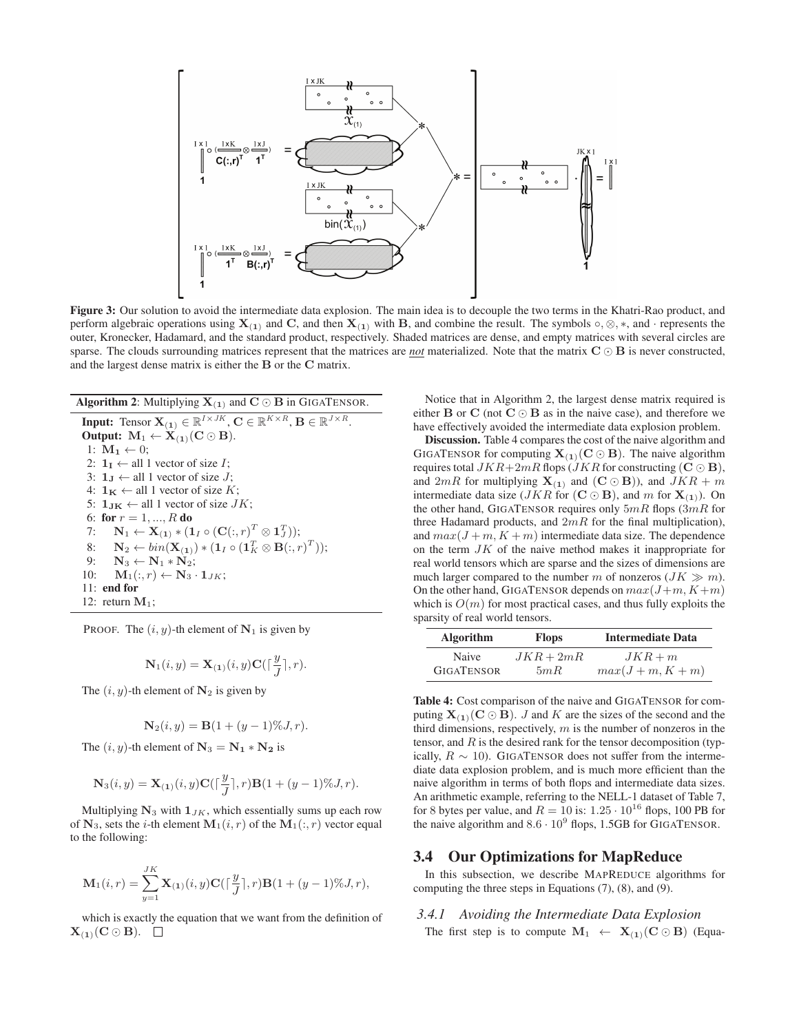**Figure 3:** Our solution to avoid the intermediate data explosion. The main idea is to decouple the two terms in the Khatri-Rao product, and perform algebraic operations using $\mathbf{X_{(1)}}$ and $\mathbf{C}$, and then $\mathbf{X_{(1)}}$ with $\mathbf{B}$, and combine the result. The symbols $\circ, \otimes, *$, and $\cdot$ represents the outer, Kronecker, Hadamard, and the standard product, respectively. Shaded matrices are dense, and empty matrices with several circles are sparse. The clouds surrounding matrices represent that the matrices are ***not*** materialized. Note that the matrix $\mathbf{C} \odot \mathbf{B}$ is never constructed, and the largest dense matrix is either the $\mathbf{B}$ or the $\mathbf{C}$ matrix.

**Algorithm 2**: Multiplying $\mathbf{X_{(1)}}$ and $\mathbf{C} \odot \mathbf{B}$ in GIGATENSOR.

**Input:** Tensor $\mathbf{X_{(1)}} \in \mathbb{R}^{I \times JK}$, $\mathbf{C} \in \mathbb{R}^{K \times R}$, $\mathbf{B} \in \mathbb{R}^{J \times R}$.
**Output:** $\mathbf{M}_1 \leftarrow \mathbf{X_{(1)}}(\mathbf{C} \odot \mathbf{B})$.

1: $\mathbf{M_1} \leftarrow 0$;
2: $\mathbf{1_I} \leftarrow$ all 1 vector of size $I$;
3: $\mathbf{1_J} \leftarrow$ all 1 vector of size $J$;
4: $\mathbf{1_K} \leftarrow$ all 1 vector of size $K$;
5: $\mathbf{1_{JK}} \leftarrow$ all 1 vector of size $JK$;
6: **for** $r = 1, ..., R$ **do**
7: $\quad \mathbf{N}_1 \leftarrow \mathbf{X_{(1)}} * (\mathbf{1}_I \circ (\mathbf{C}(:,r)^T \otimes \mathbf{1}_J^T))$;
8: $\quad \mathbf{N}_2 \leftarrow bin(\mathbf{X_{(1)}}) * (\mathbf{1}_I \circ (\mathbf{1}_K^T \otimes \mathbf{B}(:,r)^T))$;
9: $\quad \mathbf{N}_3 \leftarrow \mathbf{N}_1 * \mathbf{N}_2$;
10: $\quad \mathbf{M}_1(:,r) \leftarrow \mathbf{N}_3 \cdot \mathbf{1}_{JK}$;
11: **end for**
12: return $\mathbf{M}_1$;

PROOF. The $(i, y)$-th element of $\mathbf{N}_1$ is given by

$$\mathbf{N}_1(i, y) = \mathbf{X_{(1)}}(i, y)\mathbf{C}(\lceil \frac{y}{J} \rceil, r).$$

The $(i, y)$-th element of $\mathbf{N}_2$ is given by

$$\mathbf{N}_2(i, y) = \mathbf{B}(1 + (y-1)\%J, r).$$

The $(i, y)$-th element of $\mathbf{N}_3 = \mathbf{N_1} * \mathbf{N_2}$ is

$$\mathbf{N}_3(i, y) = \mathbf{X_{(1)}}(i, y)\mathbf{C}(\lceil \frac{y}{J} \rceil, r)\mathbf{B}(1 + (y-1)\%J, r).$$

Multiplying $\mathbf{N}_3$ with $\mathbf{1}_{JK}$, which essentially sums up each row of $\mathbf{N}_3$, sets the $i$-th element $\mathbf{M}_1(i, r)$ of the $\mathbf{M}_1(:, r)$ vector equal to the following:

$$\mathbf{M}_1(i, r) = \sum_{y=1}^{JK} \mathbf{X_{(1)}}(i, y)\mathbf{C}(\lceil \frac{y}{J} \rceil, r)\mathbf{B}(1 + (y-1)\%J, r),$$

which is exactly the equation that we want from the definition of $\mathbf{X_{(1)}}(\mathbf{C} \odot \mathbf{B})$. □

Notice that in Algorithm 2, the largest dense matrix required is either $\mathbf{B}$ or $\mathbf{C}$ (not $\mathbf{C} \odot \mathbf{B}$ as in the naive case), and therefore we have effectively avoided the intermediate data explosion problem.

**Discussion.** Table 4 compares the cost of the naive algorithm and GIGATENSOR for computing $\mathbf{X_{(1)}}(\mathbf{C} \odot \mathbf{B})$. The naive algorithm requires total $JKR+2mR$ flops ($JKR$ for constructing $(\mathbf{C} \odot \mathbf{B})$, and $2mR$ for multiplying $\mathbf{X_{(1)}}$ and $(\mathbf{C} \odot \mathbf{B})$), and $JKR + m$ intermediate data size ($JKR$ for $(\mathbf{C} \odot \mathbf{B})$, and $m$ for $\mathbf{X_{(1)}}$). On the other hand, GIGATENSOR requires only $5mR$ flops ($3mR$ for three Hadamard products, and $2mR$ for the final multiplication), and $max(J+m, K+m)$ intermediate data size. The dependence on the term $JK$ of the naive method makes it inappropriate for real world tensors which are sparse and the sizes of dimensions are much larger compared to the number $m$ of nonzeros ($JK \gg m$). On the other hand, GIGATENSOR depends on $max(J+m, K+m)$ which is $O(m)$ for most practical cases, and thus fully exploits the sparsity of real world tensors.

| Algorithm | Flops | Intermediate Data |
|---|---|---|
| Naive | $JKR + 2mR$ | $JKR + m$ |
| GIGATENSOR | $5mR$ | $max(J+m, K+m)$ |

**Table 4:** Cost comparison of the naive and GIGATENSOR for computing $\mathbf{X_{(1)}}(\mathbf{C} \odot \mathbf{B})$. $J$ and $K$ are the sizes of the second and the third dimensions, respectively, $m$ is the number of nonzeros in the tensor, and $R$ is the desired rank for the tensor decomposition (typically, $R \sim 10$). GIGATENSOR does not suffer from the intermediate data explosion problem, and is much more efficient than the naive algorithm in terms of both flops and intermediate data sizes. An arithmetic example, referring to the NELL-1 dataset of Table 7, for 8 bytes per value, and $R = 10$ is: $1.25 \cdot 10^{16}$ flops, 100 PB for the naive algorithm and $8.6 \cdot 10^9$ flops, 1.5GB for GIGATENSOR.

## 3.4 Our Optimizations for MapReduce

In this subsection, we describe MAPREDUCE algorithms for computing the three steps in Equations (7), (8), and (9).

### 3.4.1 Avoiding the Intermediate Data Explosion

The first step is to compute $\mathbf{M}_1 \leftarrow \mathbf{X_{(1)}}(\mathbf{C} \odot \mathbf{B})$ (Equa-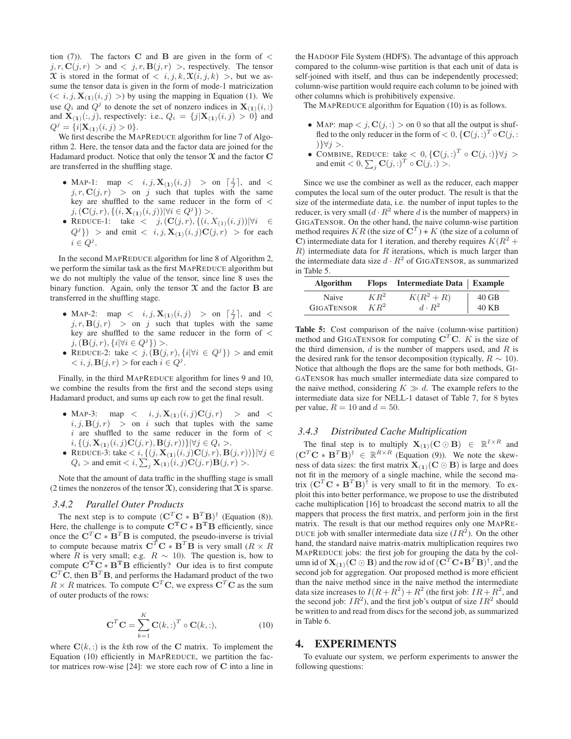tion (7)). The factors $\mathbf{C}$ and $\mathbf{B}$ are given in the form of $< j, r, \mathbf{C}(j,r) >$ and $< j, r, \mathbf{B}(j,r) >$, respectively. The tensor $\mathfrak{X}$ is stored in the format of $< i, j, k, \mathfrak{X}(i,j,k) >$, but we assume the tensor data is given in the form of mode-1 matricization ($< i, j, \mathbf{X}_{(1)}(i,j) >$) by using the mapping in Equation (1). We use $Q_i$ and $Q^j$ to denote the set of nonzero indices in $\mathbf{X}_{(1)}(i,:)$ and $\mathbf{X}_{(1)}(:,j)$, respectively: i.e., $Q_i = \{j | \mathbf{X}_{(1)}(i,j) > 0\}$ and $Q^j = \{i | \mathbf{X}_{(1)}(i,j) > 0\}$.

We first describe the MAPREDUCE algorithm for line 7 of Algorithm 2. Here, the tensor data and the factor data are joined for the Hadamard product. Notice that only the tensor $\mathfrak{X}$ and the factor $\mathbf{C}$ are transferred in the shuffling stage.

- MAP-1: map $< i, j, \mathbf{X}_{(1)}(i,j) >$ on $\lceil \frac{j}{J} \rceil$, and $< j, r, \mathbf{C}(j,r) >$ on $j$ such that tuples with the same key are shuffled to the same reducer in the form of $< j, (\mathbf{C}(j,r), \{(i, \mathbf{X}_{(1)}(i,j)) | \forall i \in Q^j\}) >$.
- REDUCE-1: take $< j, (\mathbf{C}(j,r), \{(i, X_{(1)}(i,j)) | \forall i \in Q^j\}) >$ and emit $< i, j, \mathbf{X}_{(1)}(i,j)\mathbf{C}(j,r) >$ for each $i \in Q^j$.

In the second MAPREDUCE algorithm for line 8 of Algorithm 2, we perform the similar task as the first MAPREDUCE algorithm but we do not multiply the value of the tensor, since line 8 uses the binary function. Again, only the tensor $\mathfrak{X}$ and the factor $\mathbf{B}$ are transferred in the shuffling stage.

- MAP-2: map $< i, j, \mathbf{X}_{(1)}(i,j) >$ on $\lceil \frac{j}{J} \rceil$, and $< j, r, \mathbf{B}(j,r) >$ on $j$ such that tuples with the same key are shuffled to the same reducer in the form of $< j, (\mathbf{B}(j,r), \{i | \forall i \in Q^j\}) >$.
- REDUCE-2: take $< j, (\mathbf{B}(j,r), \{i | \forall i \in Q^j\}) >$ and emit $< i, j, \mathbf{B}(j,r) >$ for each $i \in Q^j$.

Finally, in the third MAPREDUCE algorithm for lines 9 and 10, we combine the results from the first and the second steps using Hadamard product, and sums up each row to get the final result.

- MAP-3: map $< i, j, \mathbf{X}_{(1)}(i,j)\mathbf{C}(j,r) >$ and $< i, j, \mathbf{B}(j,r) >$ on $i$ such that tuples with the same $i$ are shuffled to the same reducer in the form of $< i, \{(j, \mathbf{X}_{(1)}(i,j)\mathbf{C}(j,r), \mathbf{B}(j,r))\} | \forall j \in Q_i >$.
- REDUCE-3: take $< i, \{(j, \mathbf{X}_{(1)}(i,j)\mathbf{C}(j,r), \mathbf{B}(j,r))\} | \forall j \in Q_i >$ and emit $< i, \sum_j \mathbf{X}_{(1)}(i,j)\mathbf{C}(j,r)\mathbf{B}(j,r) >$.

Note that the amount of data traffic in the shuffling stage is small (2 times the nonzeros of the tensor $\mathfrak{X}$), considering that $\mathfrak{X}$ is sparse.

### 3.4.2 Parallel Outer Products

The next step is to compute $(\mathbf{C}^T\mathbf{C} * \mathbf{B}^T\mathbf{B})^\dagger$ (Equation (8)). Here, the challenge is to compute $\mathbf{C^T C} * \mathbf{B^T B}$ efficiently, since once the $\mathbf{C}^T\mathbf{C} * \mathbf{B}^T\mathbf{B}$ is computed, the pseudo-inverse is trivial to compute because matrix $\mathbf{C}^T\mathbf{C} * \mathbf{B}^T\mathbf{B}$ is very small ($R \times R$ where $R$ is very small; e.g. $R \sim 10$). The question is, how to compute $\mathbf{C^T C} * \mathbf{B^T B}$ efficiently? Our idea is to first compute $\mathbf{C^T C}$, then $\mathbf{B}^T\mathbf{B}$, and performs the Hadamard product of the two $R \times R$ matrices. To compute $\mathbf{C}^T\mathbf{C}$, we express $\mathbf{C}^T\mathbf{C}$ as the sum of outer products of the rows:

$$\mathbf{C}^T\mathbf{C} = \sum_{k=1}^{K} \mathbf{C}(k,:)^T \circ \mathbf{C}(k,:), \tag{10}$$

where $\mathbf{C}(k,:)$ is the $k$th row of the $\mathbf{C}$ matrix. To implement the Equation (10) efficiently in MAPREDUCE, we partition the factor matrices row-wise [24]: we store each row of $\mathbf{C}$ into a line in the HADOOP File System (HDFS). The advantage of this approach compared to the column-wise partition is that each unit of data is self-joined with itself, and thus can be independently processed; column-wise partition would require each column to be joined with other columns which is prohibitively expensive.

The MAPREDUCE algorithm for Equation (10) is as follows.

- MAP: map $< j, \mathbf{C}(j,:) >$ on 0 so that all the output is shuffled to the only reducer in the form of $< 0, \{\mathbf{C}(j,:)^T \circ \mathbf{C}(j,:)\} \forall j >$.
- COMBINE, REDUCE: take $< 0, \{\mathbf{C}(j,:)^T \circ \mathbf{C}(j,:)\} \forall j >$ and emit $< 0, \sum_j \mathbf{C}(j,:)^T \circ \mathbf{C}(j,:) >$.

Since we use the combiner as well as the reducer, each mapper computes the local sum of the outer product. The result is that the size of the intermediate data, i.e. the number of input tuples to the reducer, is very small ($d \cdot R^2$ where $d$ is the number of mappers) in GIGATENSOR. On the other hand, the naive column-wise partition method requires $KR$ (the size of $\mathbf{C}^T$) + $K$ (the size of a column of $\mathbf{C}$) intermediate data for 1 iteration, and thereby requires $K(R^2 + R)$ intermediate data for $R$ iterations, which is much larger than the intermediate data size $d \cdot R^2$ of GIGATENSOR, as summarized in Table 5.

| Algorithm | Flops | Intermediate Data | Example |
|---|---|---|---|
| Naive | $KR^2$ | $K(R^2 + R)$ | 40 GB |
| GIGATENSOR | $KR^2$ | $d \cdot R^2$ | 40 KB |

**Table 5:** Cost comparison of the naive (column-wise partition) method and GIGATENSOR for computing $\mathbf{C}^T\mathbf{C}$. $K$ is the size of the third dimension, $d$ is the number of mappers used, and $R$ is the desired rank for the tensor decomposition (typically, $R \sim 10$). Notice that although the flops are the same for both methods, GIGATENSOR has much smaller intermediate data size compared to the naive method, considering $K \gg d$. The example refers to the intermediate data size for NELL-1 dataset of Table 7, for 8 bytes per value, $R = 10$ and $d = 50$.

### 3.4.3 Distributed Cache Multiplication

The final step is to multiply $\mathbf{X}_{(1)}(\mathbf{C} \odot \mathbf{B}) \in \mathbb{R}^{I \times R}$ and $(\mathbf{C}^T\mathbf{C} * \mathbf{B}^T\mathbf{B})^\dagger \in \mathbb{R}^{R \times R}$ (Equation (9)). We note the skewness of data sizes: the first matrix $\mathbf{X}_{(1)}(\mathbf{C} \odot \mathbf{B})$ is large and does not fit in the memory of a single machine, while the second matrix $(\mathbf{C}^T\mathbf{C} * \mathbf{B}^T\mathbf{B})^\dagger$ is very small to fit in the memory. To exploit this into better performance, we propose to use the distributed cache multiplication [16] to broadcast the second matrix to all the mappers that process the first matrix, and perform join in the first matrix. The result is that our method requires only one MAPREDUCE job with smaller intermediate data size ($IR^2$). On the other hand, the standard naive matrix-matrix multiplication requires two MAPREDUCE jobs: the first job for grouping the data by the column id of $\mathbf{X}_{(1)}(\mathbf{C} \odot \mathbf{B})$ and the row id of $(\mathbf{C}^T\mathbf{C} * \mathbf{B}^T\mathbf{B})^\dagger$, and the second job for aggregation. Our proposed method is more efficient than the naive method since in the naive method the intermediate data size increases to $I(R + R^2) + R^2$ (the first job: $IR + R^2$, and the second job: $IR^2$), and the first job's output of size $IR^2$ should be written to and read from discs for the second job, as summarized in Table 6.

## 4. EXPERIMENTS

To evaluate our system, we perform experiments to answer the following questions: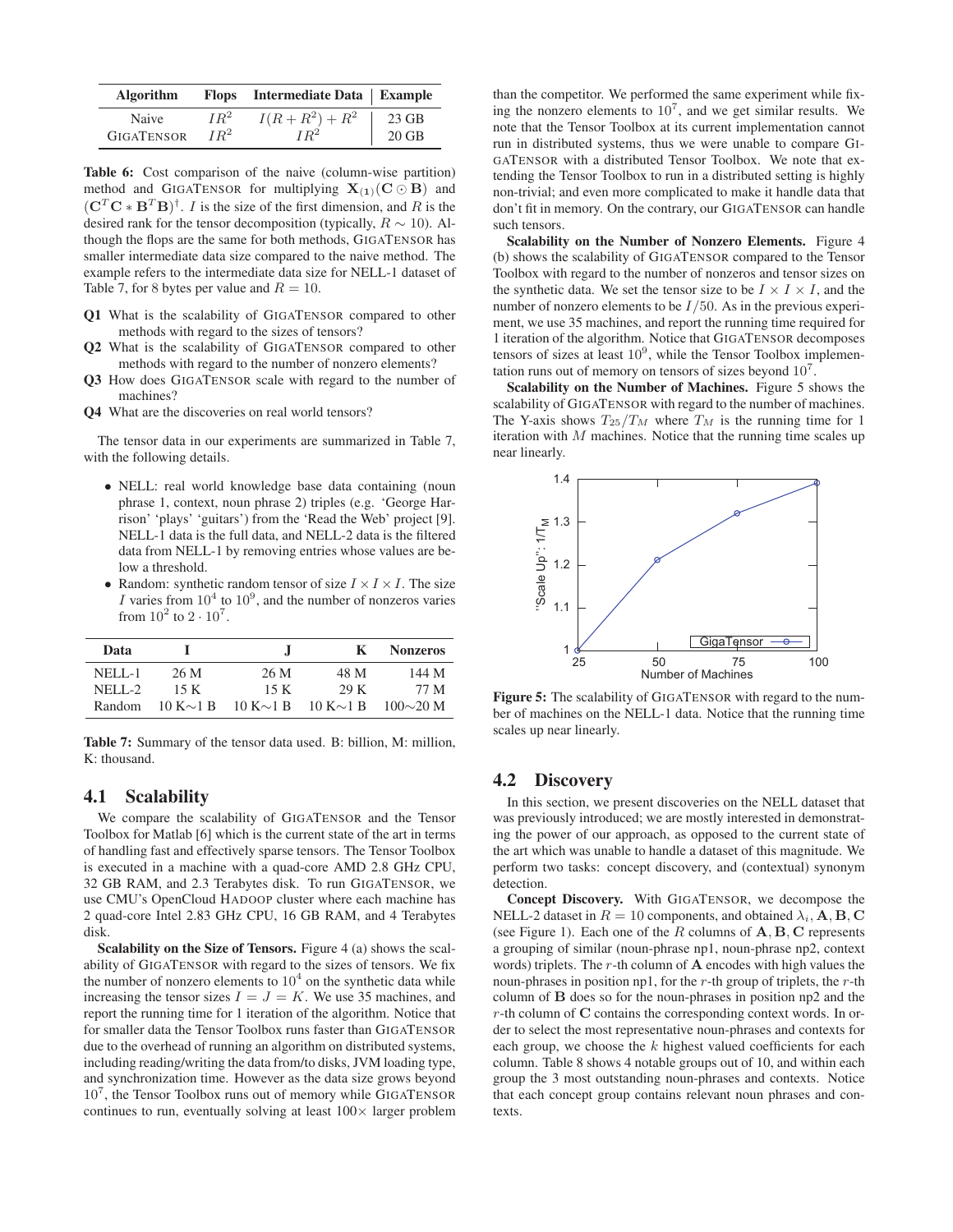| Algorithm | Flops | Intermediate Data | Example |
|---|---|---|---|
| Naive | $IR^2$ | $I(R+R^2)+R^2$ | 23 GB |
| GIGATENSOR | $IR^2$ | $IR^2$ | 20 GB |

**Table 6:** Cost comparison of the naive (column-wise partition) method and GIGATENSOR for multiplying $\mathbf{X_{(1)}}(\mathbf{C} \odot \mathbf{B})$ and $(\mathbf{C}^T\mathbf{C} * \mathbf{B}^T\mathbf{B})^\dagger$. $I$ is the size of the first dimension, and $R$ is the desired rank for the tensor decomposition (typically, $R \sim 10$). Although the flops are the same for both methods, GIGATENSOR has smaller intermediate data size compared to the naive method. The example refers to the intermediate data size for NELL-1 dataset of Table 7, for 8 bytes per value and $R = 10$.

- **Q1** What is the scalability of GIGATENSOR compared to other methods with regard to the sizes of tensors?
- **Q2** What is the scalability of GIGATENSOR compared to other methods with regard to the number of nonzero elements?
- **Q3** How does GIGATENSOR scale with regard to the number of machines?
- **Q4** What are the discoveries on real world tensors?

The tensor data in our experiments are summarized in Table 7, with the following details.

- NELL: real world knowledge base data containing (noun phrase 1, context, noun phrase 2) triples (e.g. 'George Harrison' 'plays' 'guitars') from the 'Read the Web' project [9]. NELL-1 data is the full data, and NELL-2 data is the filtered data from NELL-1 by removing entries whose values are below a threshold.
- Random: synthetic random tensor of size $I \times I \times I$. The size $I$ varies from $10^4$ to $10^9$, and the number of nonzeros varies from $10^2$ to $2 \cdot 10^7$.

| Data | I | J | K | Nonzeros |
|---|---|---|---|---|
| NELL-1 | 26 M | 26 M | 48 M | 144 M |
| NELL-2 | 15 K | 15 K | 29 K | 77 M |
| Random | 10 K∼1 B | 10 K∼1 B | 10 K∼1 B | 100∼20 M |

**Table 7:** Summary of the tensor data used. B: billion, M: million, K: thousand.

## 4.1 Scalability

We compare the scalability of GIGATENSOR and the Tensor Toolbox for Matlab [6] which is the current state of the art in terms of handling fast and effectively sparse tensors. The Tensor Toolbox is executed in a machine with a quad-core AMD 2.8 GHz CPU, 32 GB RAM, and 2.3 Terabytes disk. To run GIGATENSOR, we use CMU's OpenCloud HADOOP cluster where each machine has 2 quad-core Intel 2.83 GHz CPU, 16 GB RAM, and 4 Terabytes disk.

**Scalability on the Size of Tensors.** Figure 4 (a) shows the scalability of GIGATENSOR with regard to the sizes of tensors. We fix the number of nonzero elements to $10^4$ on the synthetic data while increasing the tensor sizes $I = J = K$. We use 35 machines, and report the running time for 1 iteration of the algorithm. Notice that for smaller data the Tensor Toolbox runs faster than GIGATENSOR due to the overhead of running an algorithm on distributed systems, including reading/writing the data from/to disks, JVM loading type, and synchronization time. However as the data size grows beyond $10^7$, the Tensor Toolbox runs out of memory while GIGATENSOR continues to run, eventually solving at least 100× larger problem than the competitor. We performed the same experiment while fixing the nonzero elements to $10^7$, and we get similar results. We note that the Tensor Toolbox at its current implementation cannot run in distributed systems, thus we were unable to compare GIGATENSOR with a distributed Tensor Toolbox. We note that extending the Tensor Toolbox to run in a distributed setting is highly non-trivial; and even more complicated to make it handle data that don't fit in memory. On the contrary, our GIGATENSOR can handle such tensors.

**Scalability on the Number of Nonzero Elements.** Figure 4 (b) shows the scalability of GIGATENSOR compared to the Tensor Toolbox with regard to the number of nonzeros and tensor sizes on the synthetic data. We set the tensor size to be $I \times I \times I$, and the number of nonzero elements to be $I/50$. As in the previous experiment, we use 35 machines, and report the running time required for 1 iteration of the algorithm. Notice that GIGATENSOR decomposes tensors of sizes at least $10^9$, while the Tensor Toolbox implementation runs out of memory on tensors of sizes beyond $10^7$.

**Scalability on the Number of Machines.** Figure 5 shows the scalability of GIGATENSOR with regard to the number of machines. The Y-axis shows $T_{25}/T_M$ where $T_M$ is the running time for 1 iteration with $M$ machines. Notice that the running time scales up near linearly.

**Figure 5:** The scalability of GIGATENSOR with regard to the number of machines on the NELL-1 data. Notice that the running time scales up near linearly.

## 4.2 Discovery

In this section, we present discoveries on the NELL dataset that was previously introduced; we are mostly interested in demonstrating the power of our approach, as opposed to the current state of the art which was unable to handle a dataset of this magnitude. We perform two tasks: concept discovery, and (contextual) synonym detection.

**Concept Discovery.** With GIGATENSOR, we decompose the NELL-2 dataset in $R = 10$ components, and obtained $\lambda_i, \mathbf{A}, \mathbf{B}, \mathbf{C}$ (see Figure 1). Each one of the $R$ columns of $\mathbf{A}, \mathbf{B}, \mathbf{C}$ represents a grouping of similar (noun-phrase np1, noun-phrase np2, context words) triplets. The $r$-th column of $\mathbf{A}$ encodes with high values the noun-phrases in position np1, for the $r$-th group of triplets, the $r$-th column of $\mathbf{B}$ does so for the noun-phrases in position np2 and the $r$-th column of $\mathbf{C}$ contains the corresponding context words. In order to select the most representative noun-phrases and contexts for each group, we choose the $k$ highest valued coefficients for each column. Table 8 shows 4 notable groups out of 10, and within each group the 3 most outstanding noun-phrases and contexts. Notice that each concept group contains relevant noun phrases and contexts.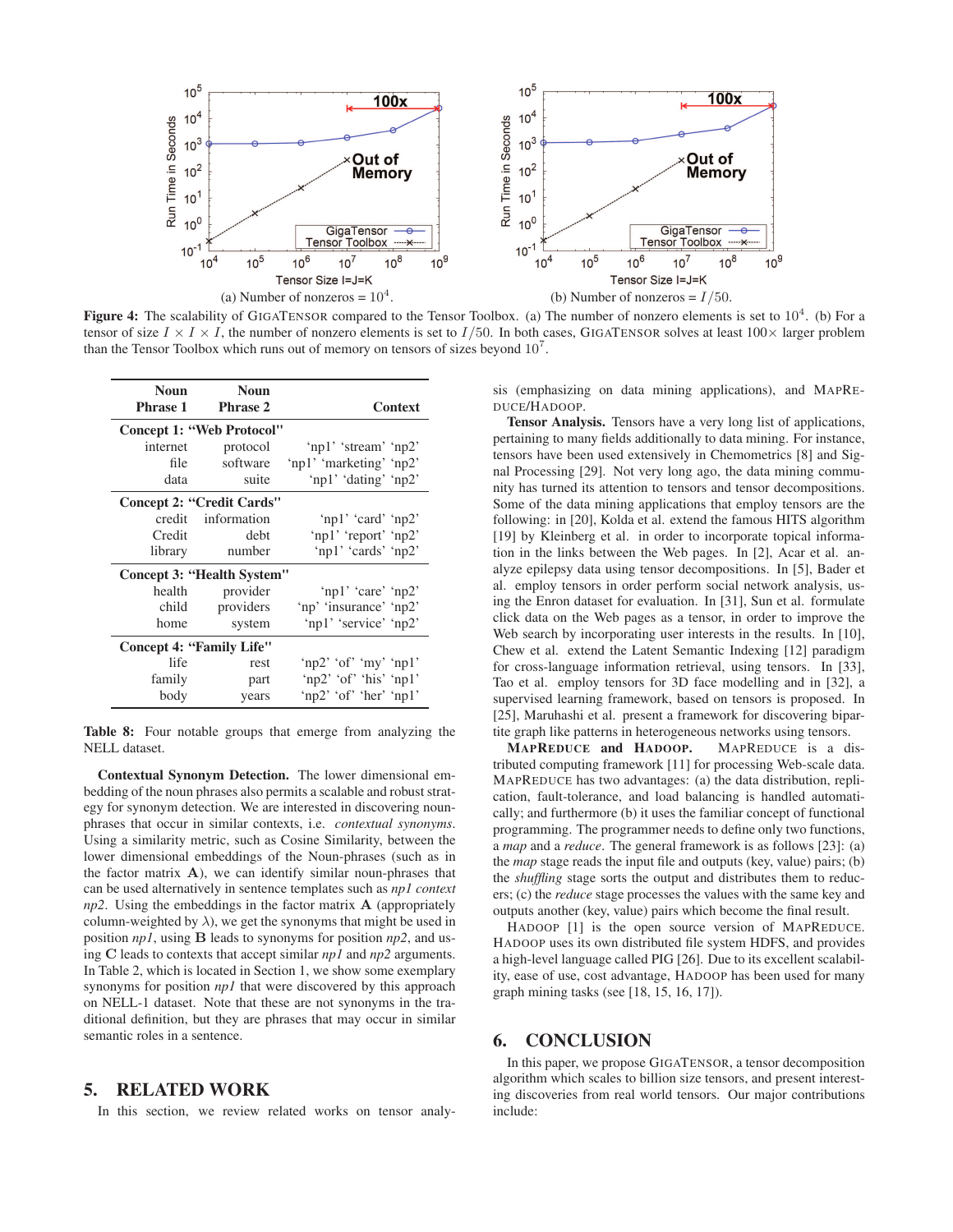(a) Number of nonzeros = $10^4$.

(b) Number of nonzeros = $I/50$.

**Figure 4:** The scalability of GIGATENSOR compared to the Tensor Toolbox. (a) The number of nonzero elements is set to $10^4$. (b) For a tensor of size $I \times I \times I$, the number of nonzero elements is set to $I/50$. In both cases, GIGATENSOR solves at least 100× larger problem than the Tensor Toolbox which runs out of memory on tensors of sizes beyond $10^7$.

| Noun Phrase 1 | Noun Phrase 2 | Context |
|---|---|---|
| **Concept 1: "Web Protocol"** | | |
| internet | protocol | 'np1' 'stream' 'np2' |
| file | software | 'np1' 'marketing' 'np2' |
| data | suite | 'np1' 'dating' 'np2' |
| **Concept 2: "Credit Cards"** | | |
| credit | information | 'np1' 'card' 'np2' |
| Credit | debt | 'np1' 'report' 'np2' |
| library | number | 'np1' 'cards' 'np2' |
| **Concept 3: "Health System"** | | |
| health | provider | 'np1' 'care' 'np2' |
| child | providers | 'np' 'insurance' 'np2' |
| home | system | 'np1' 'service' 'np2' |
| **Concept 4: "Family Life"** | | |
| life | rest | 'np2' 'of' 'my' 'np1' |
| family | part | 'np2' 'of' 'his' 'np1' |
| body | years | 'np2' 'of' 'her' 'np1' |

**Table 8:** Four notable groups that emerge from analyzing the NELL dataset.

**Contextual Synonym Detection.** The lower dimensional embedding of the noun phrases also permits a scalable and robust strategy for synonym detection. We are interested in discovering noun-phrases that occur in similar contexts, i.e. *contextual synonyms*. Using a similarity metric, such as Cosine Similarity, between the lower dimensional embeddings of the Noun-phrases (such as in the factor matrix $\mathbf{A}$), we can identify similar noun-phrases that can be used alternatively in sentence templates such as *np1 context np2*. Using the embeddings in the factor matrix $\mathbf{A}$ (appropriately column-weighted by $\lambda$), we get the synonyms that might be used in position *np1*, using $\mathbf{B}$ leads to synonyms for position *np2*, and using $\mathbf{C}$ leads to contexts that accept similar *np1* and *np2* arguments. In Table 2, which is located in Section 1, we show some exemplary synonyms for position *np1* that were discovered by this approach on NELL-1 dataset. Note that these are not synonyms in the traditional definition, but they are phrases that may occur in similar semantic roles in a sentence.

## 5. RELATED WORK

In this section, we review related works on tensor analysis (emphasizing on data mining applications), and MAPREDUCE/HADOOP.

**Tensor Analysis.** Tensors have a very long list of applications, pertaining to many fields additionally to data mining. For instance, tensors have been used extensively in Chemometrics [8] and Signal Processing [29]. Not very long ago, the data mining community has turned its attention to tensors and tensor decompositions. Some of the data mining applications that employ tensors are the following: in [20], Kolda et al. extend the famous HITS algorithm [19] by Kleinberg et al. in order to incorporate topical information in the links between the Web pages. In [2], Acar et al. analyze epilepsy data using tensor decompositions. In [5], Bader et al. employ tensors in order perform social network analysis, using the Enron dataset for evaluation. In [31], Sun et al. formulate click data on the Web pages as a tensor, in order to improve the Web search by incorporating user interests in the results. In [10], Chew et al. extend the Latent Semantic Indexing [12] paradigm for cross-language information retrieval, using tensors. In [33], Tao et al. employ tensors for 3D face modelling and in [32], a supervised learning framework, based on tensors is proposed. In [25], Maruhashi et al. present a framework for discovering bipartite graph like patterns in heterogeneous networks using tensors.

**MAPREDUCE and HADOOP.** MAPREDUCE is a distributed computing framework [11] for processing Web-scale data. MAPREDUCE has two advantages: (a) the data distribution, replication, fault-tolerance, and load balancing is handled automatically; and furthermore (b) it uses the familiar concept of functional programming. The programmer needs to define only two functions, a *map* and a *reduce*. The general framework is as follows [23]: (a) the *map* stage reads the input file and outputs (key, value) pairs; (b) the *shuffling* stage sorts the output and distributes them to reducers; (c) the *reduce* stage processes the values with the same key and outputs another (key, value) pairs which become the final result.

HADOOP [1] is the open source version of MAPREDUCE. HADOOP uses its own distributed file system HDFS, and provides a high-level language called PIG [26]. Due to its excellent scalability, ease of use, cost advantage, HADOOP has been used for many graph mining tasks (see [18, 15, 16, 17]).

## 6. CONCLUSION

In this paper, we propose GIGATENSOR, a tensor decomposition algorithm which scales to billion size tensors, and present interesting discoveries from real world tensors. Our major contributions include: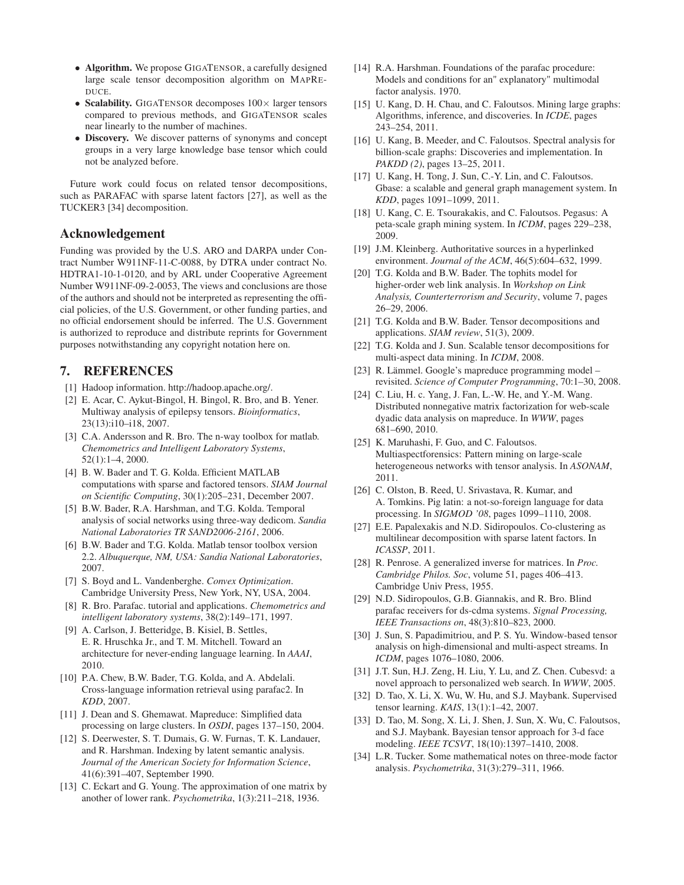- **Algorithm.** We propose GIGATENSOR, a carefully designed large scale tensor decomposition algorithm on MAPREDUCE.
- **Scalability.** GIGATENSOR decomposes $100\times$ larger tensors compared to previous methods, and GIGATENSOR scales near linearly to the number of machines.
- **Discovery.** We discover patterns of synonyms and concept groups in a very large knowledge base tensor which could not be analyzed before.

Future work could focus on related tensor decompositions, such as PARAFAC with sparse latent factors [27], as well as the TUCKER3 [34] decomposition.

## Acknowledgement

Funding was provided by the U.S. ARO and DARPA under Contract Number W911NF-11-C-0088, by DTRA under contract No. HDTRA1-10-1-0120, and by ARL under Cooperative Agreement Number W911NF-09-2-0053, The views and conclusions are those of the authors and should not be interpreted as representing the official policies, of the U.S. Government, or other funding parties, and no official endorsement should be inferred. The U.S. Government is authorized to reproduce and distribute reprints for Government purposes notwithstanding any copyright notation here on.

## 7. REFERENCES

[1] Hadoop information. http://hadoop.apache.org/.

[2] E. Acar, C. Aykut-Bingol, H. Bingol, R. Bro, and B. Yener. Multiway analysis of epilepsy tensors. *Bioinformatics*, 23(13):i10–i18, 2007.

[3] C.A. Andersson and R. Bro. The n-way toolbox for matlab. *Chemometrics and Intelligent Laboratory Systems*, 52(1):1–4, 2000.

[4] B. W. Bader and T. G. Kolda. Efficient MATLAB computations with sparse and factored tensors. *SIAM Journal on Scientific Computing*, 30(1):205–231, December 2007.

[5] B.W. Bader, R.A. Harshman, and T.G. Kolda. Temporal analysis of social networks using three-way dedicom. *Sandia National Laboratories TR SAND2006-2161*, 2006.

[6] B.W. Bader and T.G. Kolda. Matlab tensor toolbox version 2.2. *Albuquerque, NM, USA: Sandia National Laboratories*, 2007.

[7] S. Boyd and L. Vandenberghe. *Convex Optimization*. Cambridge University Press, New York, NY, USA, 2004.

[8] R. Bro. Parafac. tutorial and applications. *Chemometrics and intelligent laboratory systems*, 38(2):149–171, 1997.

[9] A. Carlson, J. Betteridge, B. Kisiel, B. Settles, E. R. Hruschka Jr., and T. M. Mitchell. Toward an architecture for never-ending language learning. In *AAAI*, 2010.

[10] P.A. Chew, B.W. Bader, T.G. Kolda, and A. Abdelali. Cross-language information retrieval using parafac2. In *KDD*, 2007.

[11] J. Dean and S. Ghemawat. Mapreduce: Simplified data processing on large clusters. In *OSDI*, pages 137–150, 2004.

[12] S. Deerwester, S. T. Dumais, G. W. Furnas, T. K. Landauer, and R. Harshman. Indexing by latent semantic analysis. *Journal of the American Society for Information Science*, 41(6):391–407, September 1990.

[13] C. Eckart and G. Young. The approximation of one matrix by another of lower rank. *Psychometrika*, 1(3):211–218, 1936.

[14] R.A. Harshman. Foundations of the parafac procedure: Models and conditions for an" explanatory" multimodal factor analysis. 1970.

[15] U. Kang, D. H. Chau, and C. Faloutsos. Mining large graphs: Algorithms, inference, and discoveries. In *ICDE*, pages 243–254, 2011.

[16] U. Kang, B. Meeder, and C. Faloutsos. Spectral analysis for billion-scale graphs: Discoveries and implementation. In *PAKDD (2)*, pages 13–25, 2011.

[17] U. Kang, H. Tong, J. Sun, C.-Y. Lin, and C. Faloutsos. Gbase: a scalable and general graph management system. In *KDD*, pages 1091–1099, 2011.

[18] U. Kang, C. E. Tsourakakis, and C. Faloutsos. Pegasus: A peta-scale graph mining system. In *ICDM*, pages 229–238, 2009.

[19] J.M. Kleinberg. Authoritative sources in a hyperlinked environment. *Journal of the ACM*, 46(5):604–632, 1999.

[20] T.G. Kolda and B.W. Bader. The tophits model for higher-order web link analysis. In *Workshop on Link Analysis, Counterterrorism and Security*, volume 7, pages 26–29, 2006.

[21] T.G. Kolda and B.W. Bader. Tensor decompositions and applications. *SIAM review*, 51(3), 2009.

[22] T.G. Kolda and J. Sun. Scalable tensor decompositions for multi-aspect data mining. In *ICDM*, 2008.

[23] R. Lämmel. Google's mapreduce programming model – revisited. *Science of Computer Programming*, 70:1–30, 2008.

[24] C. Liu, H. c. Yang, J. Fan, L.-W. He, and Y.-M. Wang. Distributed nonnegative matrix factorization for web-scale dyadic data analysis on mapreduce. In *WWW*, pages 681–690, 2010.

[25] K. Maruhashi, F. Guo, and C. Faloutsos. Multiaspectforensics: Pattern mining on large-scale heterogeneous networks with tensor analysis. In *ASONAM*, 2011.

[26] C. Olston, B. Reed, U. Srivastava, R. Kumar, and A. Tomkins. Pig latin: a not-so-foreign language for data processing. In *SIGMOD '08*, pages 1099–1110, 2008.

[27] E.E. Papalexakis and N.D. Sidiropoulos. Co-clustering as multilinear decomposition with sparse latent factors. In *ICASSP*, 2011.

[28] R. Penrose. A generalized inverse for matrices. In *Proc. Cambridge Philos. Soc*, volume 51, pages 406–413. Cambridge Univ Press, 1955.

[29] N.D. Sidiropoulos, G.B. Giannakis, and R. Bro. Blind parafac receivers for ds-cdma systems. *Signal Processing, IEEE Transactions on*, 48(3):810–823, 2000.

[30] J. Sun, S. Papadimitriou, and P. S. Yu. Window-based tensor analysis on high-dimensional and multi-aspect streams. In *ICDM*, pages 1076–1080, 2006.

[31] J.T. Sun, H.J. Zeng, H. Liu, Y. Lu, and Z. Chen. Cubesvd: a novel approach to personalized web search. In *WWW*, 2005.

[32] D. Tao, X. Li, X. Wu, W. Hu, and S.J. Maybank. Supervised tensor learning. *KAIS*, 13(1):1–42, 2007.

[33] D. Tao, M. Song, X. Li, J. Shen, J. Sun, X. Wu, C. Faloutsos, and S.J. Maybank. Bayesian tensor approach for 3-d face modeling. *IEEE TCSVT*, 18(10):1397–1410, 2008.

[34] L.R. Tucker. Some mathematical notes on three-mode factor analysis. *Psychometrika*, 31(3):279–311, 1966.